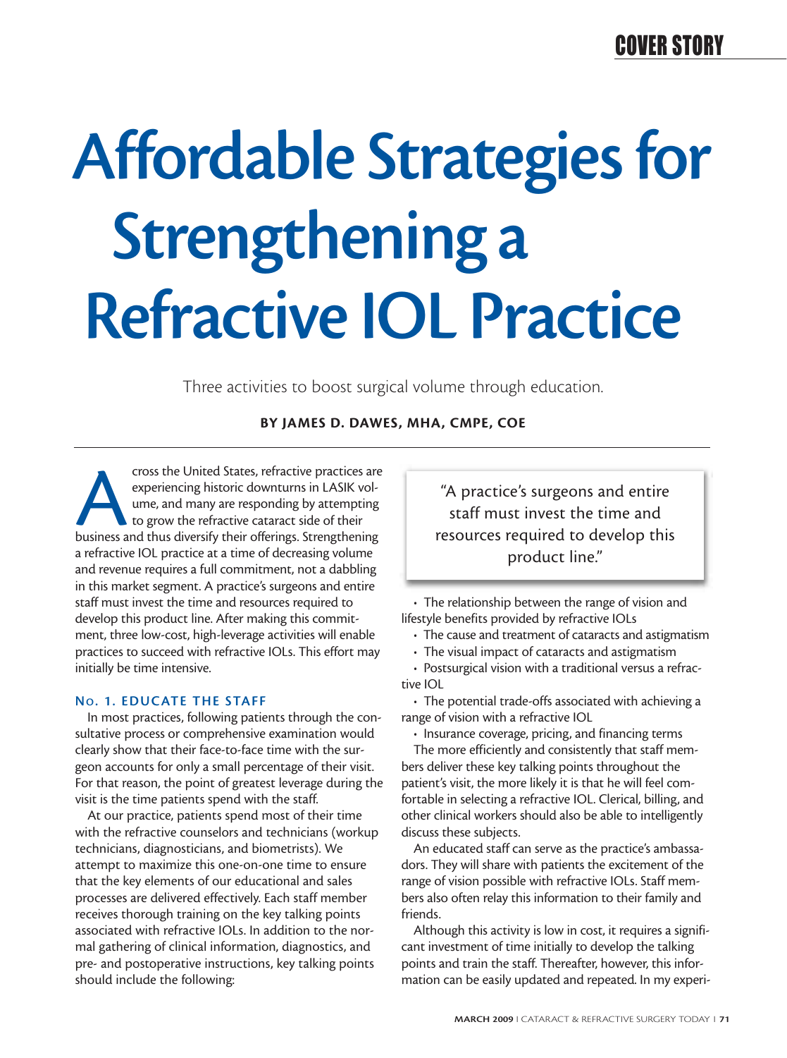# Affordable Strategies for Strengthening a Refractive IOL Practice

Three activities to boost surgical volume through education.

**BY JAMES D. DAWES, MHA, CMPE, COE**

Across the United States, refractive practices are experiencing historic downturns in LASIK volume, and many are responding by attempting to grow the refractive cataract side of their business and thus diversify their offerings. Strengthening a refractive IOL practice at a time of decreasing volume and revenue requires a full commitment, not a dabbling in this market segment. A practice's surgeons and entire staff must invest the time and resources required to develop this product line. After making this commitment, three low-cost, high-leverage activities will enable practices to succeed with refractive IOLs. This effort may initially be time intensive.

## No. 1. EDUCATE THE STAFF

In most practices, following patients through the consultative process or comprehensive examination would clearly show that their face-to-face time with the surgeon accounts for only a small percentage of their visit. For that reason, the point of greatest leverage during the visit is the time patients spend with the staff.

At our practice, patients spend most of their time with the refractive counselors and technicians (workup technicians, diagnosticians, and biometrists). We attempt to maximize this one-on-one time to ensure that the key elements of our educational and sales processes are delivered effectively. Each staff member receives thorough training on the key talking points associated with refractive IOLs. In addition to the normal gathering of clinical information, diagnostics, and pre- and postoperative instructions, key talking points should include the following:

> "A practice's surgeons and entire staff must invest the time and resources required to develop this product line."

- The relationship between the range of vision and lifestyle benefits provided by refractive IOLs
- The cause and treatment of cataracts and astigmatism
- The visual impact of cataracts and astigmatism
- Postsurgical vision with a traditional versus a refractive IOL
- The potential trade-offs associated with achieving a range of vision with a refractive IOL
- Insurance coverage, pricing, and financing terms

The more efficiently and consistently that staff members deliver these key talking points throughout the patient's visit, the more likely it is that he will feel comfortable in selecting a refractive IOL. Clerical, billing, and other clinical workers should also be able to intelligently discuss these subjects.

An educated staff can serve as the practice's ambassadors. They will share with patients the excitement of the range of vision possible with refractive IOLs. Staff members also often relay this information to their family and friends.

Although this activity is low in cost, it requires a significant investment of time initially to develop the talking points and train the staff. Thereafter, however, this information can be easily updated and repeated. In my experi-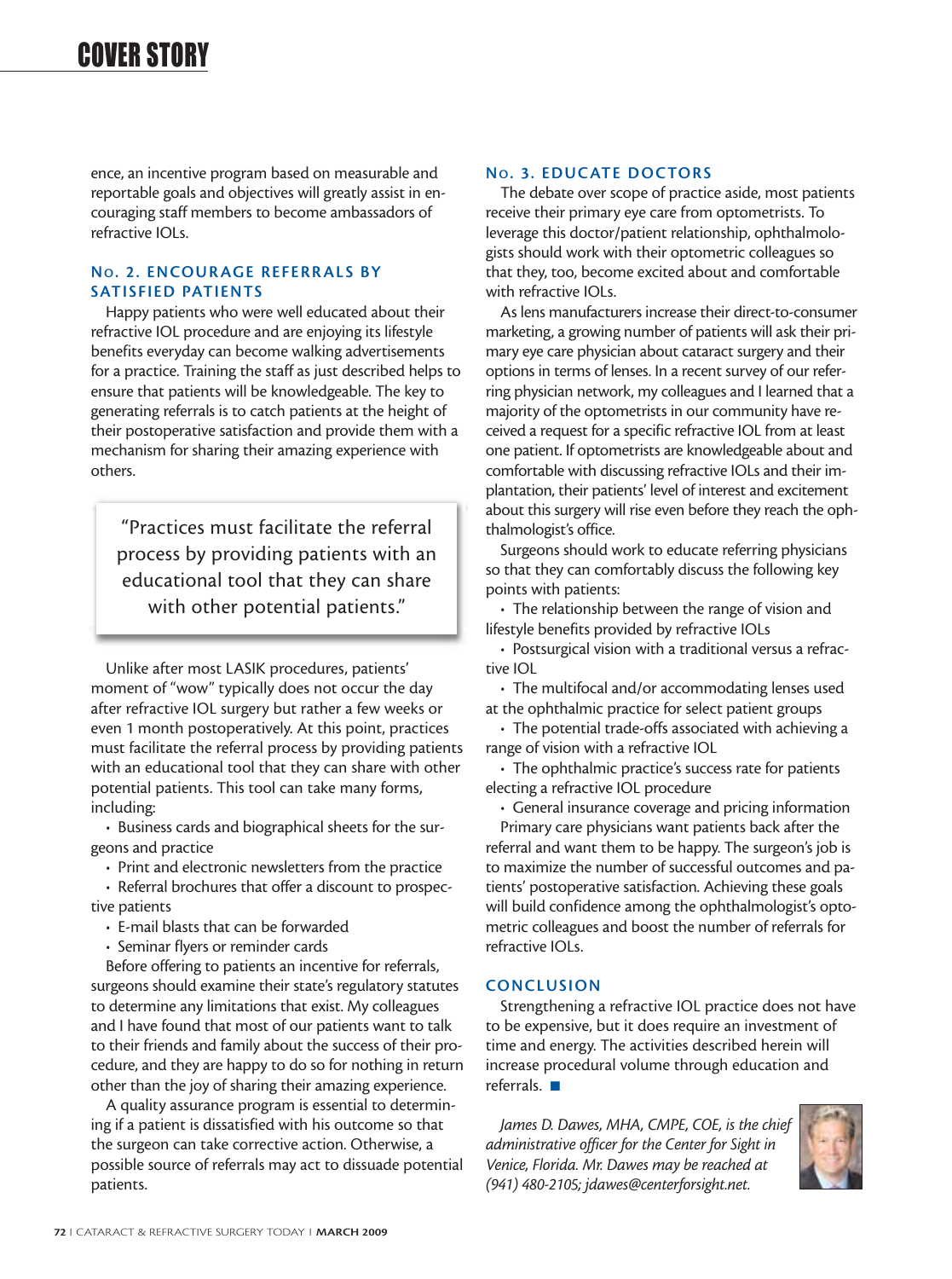ence, an incentive program based on measurable and reportable goals and objectives will greatly assist in encouraging staff members to become ambassadors of refractive IOLs.

## No. 2. ENCOURAGE REFERRALS BY SATISFIED PATIENTS

Happy patients who were well educated about their refractive IOL procedure and are enjoying its lifestyle benefits everyday can become walking advertisements for a practice. Training the staff as just described helps to ensure that patients will be knowledgeable. The key to generating referrals is to catch patients at the height of their postoperative satisfaction and provide them with a mechanism for sharing their amazing experience with others.

> "Practices must facilitate the referral process by providing patients with an educational tool that they can share with other potential patients."

Unlike after most LASIK procedures, patients' moment of "wow" typically does not occur the day after refractive IOL surgery but rather a few weeks or even 1 month postoperatively. At this point, practices must facilitate the referral process by providing patients with an educational tool that they can share with other potential patients. This tool can take many forms, including:

- Business cards and biographical sheets for the surgeons and practice
- Print and electronic newsletters from the practice
- Referral brochures that offer a discount to prospective patients
- E-mail blasts that can be forwarded
- Seminar flyers or reminder cards

Before offering to patients an incentive for referrals, surgeons should examine their state's regulatory statutes to determine any limitations that exist. My colleagues and I have found that most of our patients want to talk to their friends and family about the success of their procedure, and they are happy to do so for nothing in return other than the joy of sharing their amazing experience.

A quality assurance program is essential to determining if a patient is dissatisfied with his outcome so that the surgeon can take corrective action. Otherwise, a possible source of referrals may act to dissuade potential patients.

## No. 3. EDUCATE DOCTORS

The debate over scope of practice aside, most patients receive their primary eye care from optometrists. To leverage this doctor/patient relationship, ophthalmologists should work with their optometric colleagues so that they, too, become excited about and comfortable with refractive IOLs.

As lens manufacturers increase their direct-to-consumer marketing, a growing number of patients will ask their primary eye care physician about cataract surgery and their options in terms of lenses. In a recent survey of our referring physician network, my colleagues and I learned that a majority of the optometrists in our community have received a request for a specific refractive IOL from at least one patient. If optometrists are knowledgeable about and comfortable with discussing refractive IOLs and their implantation, their patients' level of interest and excitement about this surgery will rise even before they reach the ophthalmologist's office.

Surgeons should work to educate referring physicians so that they can comfortably discuss the following key points with patients:

- The relationship between the range of vision and lifestyle benefits provided by refractive IOLs
- Postsurgical vision with a traditional versus a refractive IOL
- The multifocal and/or accommodating lenses used at the ophthalmic practice for select patient groups
- The potential trade-offs associated with achieving a range of vision with a refractive IOL
- The ophthalmic practice's success rate for patients electing a refractive IOL procedure
- General insurance coverage and pricing information

Primary care physicians want patients back after the referral and want them to be happy. The surgeon's job is to maximize the number of successful outcomes and patients' postoperative satisfaction. Achieving these goals will build confidence among the ophthalmologist's optometric colleagues and boost the number of referrals for refractive IOLs.

## CONCLUSION

Strengthening a refractive IOL practice does not have to be expensive, but it does require an investment of time and energy. The activities described herein will increase procedural volume through education and referrals. ■

*James D. Dawes, MHA, CMPE, COE, is the chief administrative officer for the Center for Sight in Venice, Florida. Mr. Dawes may be reached at (941) 480-2105; jdawes@centerforsight.net.*